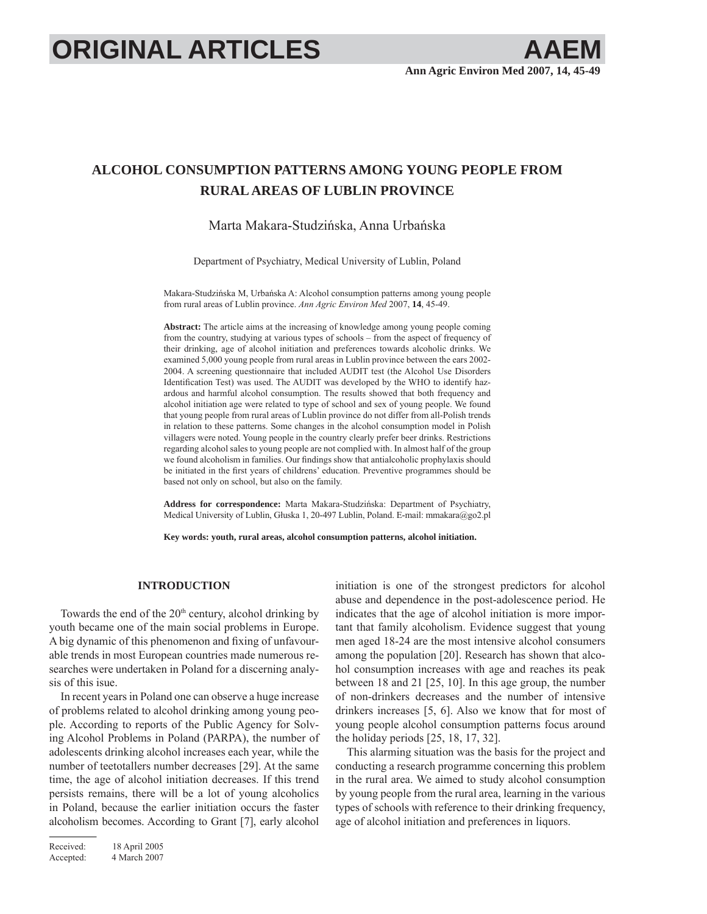# ALCOHOL CONSUMPTION PATTERNS AMONG YOUNG PEOPLE FROM RURAL AREAS OF LUBLIN PROVINCE

Marta Makara-Studzińska, Anna Urbańska

Department of Psychiatry, Medical University of Lublin, Poland

Makara-Studzińska M, Urbańska A: Alcohol consumption patterns among young people from rural areas of Lublin province. *Ann Agric Environ Med* 2007, **14**, 45-49.

**Abstract:** The article aims at the increasing of knowledge among young people coming from the country, studying at various types of schools – from the aspect of frequency of their drinking, age of alcohol initiation and preferences towards alcoholic drinks. We examined 5,000 young people from rural areas in Lublin province between the ears 2002-2004. A screening questionnaire that included AUDIT test (the Alcohol Use Disorders Identification Test) was used. The AUDIT was developed by the WHO to identify hazardous and harmful alcohol consumption. The results showed that both frequency and alcohol initiation age were related to type of school and sex of young people. We found that young people from rural areas of Lublin province do not differ from all-Polish trends in relation to these patterns. Some changes in the alcohol consumption model in Polish villagers were noted. Young people in the country clearly prefer beer drinks. Restrictions regarding alcohol sales to young people are not complied with. In almost half of the group we found alcoholism in families. Our findings show that antialcoholic prophylaxis should be initiated in the first years of childrens' education. Preventive programmes should be based not only on school, but also on the family.

**Address for correspondence:** Marta Makara-Studzińska: Department of Psychiatry, Medical University of Lublin, Głuska 1, 20-497 Lublin, Poland. E-mail: mmakara@go2.pl

**Key words: youth, rural areas, alcohol consumption patterns, alcohol initiation.**

## INTRODUCTION

Towards the end of the 20th century, alcohol drinking by youth became one of the main social problems in Europe. A big dynamic of this phenomenon and fixing of unfavourable trends in most European countries made numerous researches were undertaken in Poland for a discerning analysis of this isue.

In recent years in Poland one can observe a huge increase of problems related to alcohol drinking among young people. According to reports of the Public Agency for Solving Alcohol Problems in Poland (PARPA), the number of adolescents drinking alcohol increases each year, while the number of teetotallers number decreases [29]. At the same time, the age of alcohol initiation decreases. If this trend persists remains, there will be a lot of young alcoholics in Poland, because the earlier initiation occurs the faster alcoholism becomes. According to Grant [7], early alcohol initiation is one of the strongest predictors for alcohol abuse and dependence in the post-adolescence period. He indicates that the age of alcohol initiation is more important that family alcoholism. Evidence suggest that young men aged 18-24 are the most intensive alcohol consumers among the population [20]. Research has shown that alcohol consumption increases with age and reaches its peak between 18 and 21 [25, 10]. In this age group, the number of non-drinkers decreases and the number of intensive drinkers increases [5, 6]. Also we know that for most of young people alcohol consumption patterns focus around the holiday periods [25, 18, 17, 32].

This alarming situation was the basis for the project and conducting a research programme concerning this problem in the rural area. We aimed to study alcohol consumption by young people from the rural area, learning in the various types of schools with reference to their drinking frequency, age of alcohol initiation and preferences in liquors.

Received: 18 April 2005
Accepted: 4 March 2007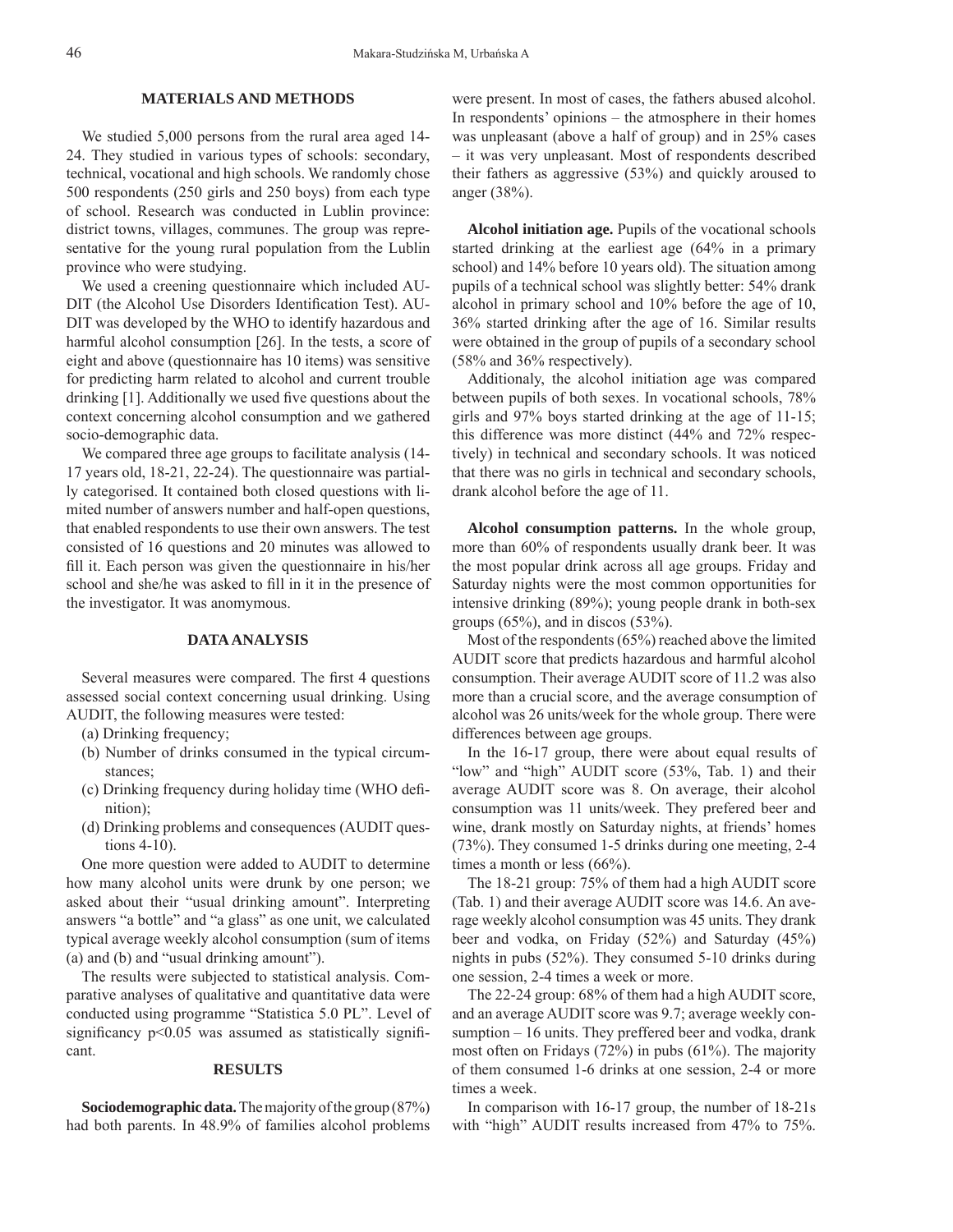## MATERIALS AND METHODS

We studied 5,000 persons from the rural area aged 14-24. They studied in various types of schools: secondary, technical, vocational and high schools. We randomly chose 500 respondents (250 girls and 250 boys) from each type of school. Research was conducted in Lublin province: district towns, villages, communes. The group was representative for the young rural population from the Lublin province who were studying.

We used a creening questionnaire which included AUDIT (the Alcohol Use Disorders Identification Test). AUDIT was developed by the WHO to identify hazardous and harmful alcohol consumption [26]. In the tests, a score of eight and above (questionnaire has 10 items) was sensitive for predicting harm related to alcohol and current trouble drinking [1]. Additionally we used five questions about the context concerning alcohol consumption and we gathered socio-demographic data.

We compared three age groups to facilitate analysis (14-17 years old, 18-21, 22-24). The questionnaire was partially categorised. It contained both closed questions with limited number of answers number and half-open questions, that enabled respondents to use their own answers. The test consisted of 16 questions and 20 minutes was allowed to fill it. Each person was given the questionnaire in his/her school and she/he was asked to fill in it in the presence of the investigator. It was anomymous.

## DATA ANALYSIS

Several measures were compared. The first 4 questions assessed social context concerning usual drinking. Using AUDIT, the following measures were tested:

(a) Drinking frequency;
(b) Number of drinks consumed in the typical circumstances;
(c) Drinking frequency during holiday time (WHO definition);
(d) Drinking problems and consequences (AUDIT questions 4-10).

One more question were added to AUDIT to determine how many alcohol units were drunk by one person; we asked about their "usual drinking amount". Interpreting answers "a bottle" and "a glass" as one unit, we calculated typical average weekly alcohol consumption (sum of items (a) and (b) and "usual drinking amount").

The results were subjected to statistical analysis. Comparative analyses of qualitative and quantitative data were conducted using programme "Statistica 5.0 PL". Level of significancy $p<0.05$ was assumed as statistically significant.

## RESULTS

**Sociodemographic data.** The majority of the group (87%) had both parents. In 48.9% of families alcohol problems were present. In most of cases, the fathers abused alcohol. In respondents' opinions – the atmosphere in their homes was unpleasant (above a half of group) and in 25% cases – it was very unpleasant. Most of respondents described their fathers as aggressive (53%) and quickly aroused to anger (38%).

**Alcohol initiation age.** Pupils of the vocational schools started drinking at the earliest age (64% in a primary school) and 14% before 10 years old). The situation among pupils of a technical school was slightly better: 54% drank alcohol in primary school and 10% before the age of 10, 36% started drinking after the age of 16. Similar results were obtained in the group of pupils of a secondary school (58% and 36% respectively).

Additionaly, the alcohol initiation age was compared between pupils of both sexes. In vocational schools, 78% girls and 97% boys started drinking at the age of 11-15; this difference was more distinct (44% and 72% respectively) in technical and secondary schools. It was noticed that there was no girls in technical and secondary schools, drank alcohol before the age of 11.

**Alcohol consumption patterns.** In the whole group, more than 60% of respondents usually drank beer. It was the most popular drink across all age groups. Friday and Saturday nights were the most common opportunities for intensive drinking (89%); young people drank in both-sex groups (65%), and in discos (53%).

Most of the respondents (65%) reached above the limited AUDIT score that predicts hazardous and harmful alcohol consumption. Their average AUDIT score of 11.2 was also more than a crucial score, and the average consumption of alcohol was 26 units/week for the whole group. There were differences between age groups.

In the 16-17 group, there were about equal results of "low" and "high" AUDIT score (53%, Tab. 1) and their average AUDIT score was 8. On average, their alcohol consumption was 11 units/week. They prefered beer and wine, drank mostly on Saturday nights, at friends' homes (73%). They consumed 1-5 drinks during one meeting, 2-4 times a month or less (66%).

The 18-21 group: 75% of them had a high AUDIT score (Tab. 1) and their average AUDIT score was 14.6. An average weekly alcohol consumption was 45 units. They drank beer and vodka, on Friday (52%) and Saturday (45%) nights in pubs (52%). They consumed 5-10 drinks during one session, 2-4 times a week or more.

The 22-24 group: 68% of them had a high AUDIT score, and an average AUDIT score was 9.7; average weekly consumption – 16 units. They preffered beer and vodka, drank most often on Fridays (72%) in pubs (61%). The majority of them consumed 1-6 drinks at one session, 2-4 or more times a week.

In comparison with 16-17 group, the number of 18-21s with "high" AUDIT results increased from 47% to 75%.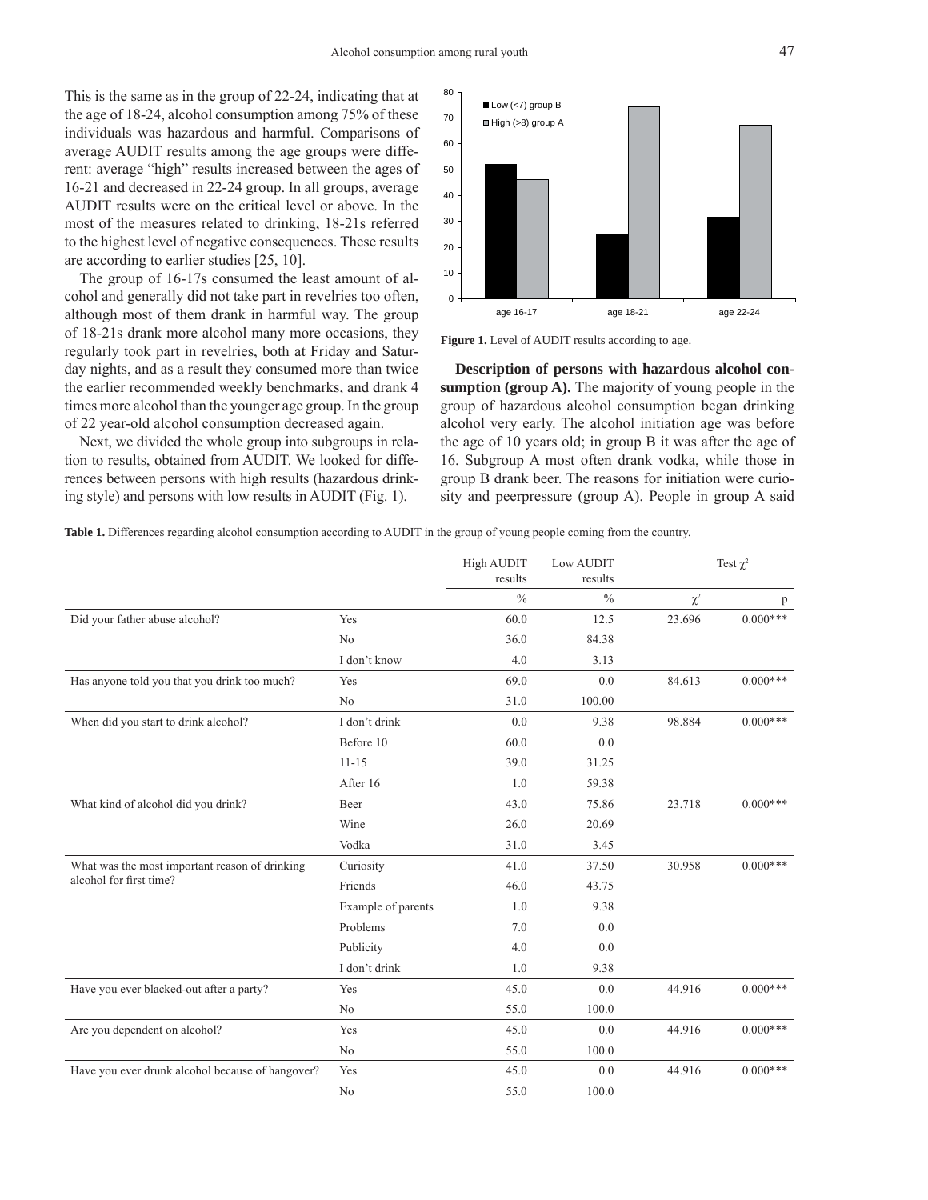This is the same as in the group of 22-24, indicating that at the age of 18-24, alcohol consumption among 75% of these individuals was hazardous and harmful. Comparisons of average AUDIT results among the age groups were different: average "high" results increased between the ages of 16-21 and decreased in 22-24 group. In all groups, average AUDIT results were on the critical level or above. In the most of the measures related to drinking, 18-21s referred to the highest level of negative consequences. These results are according to earlier studies [25, 10].

The group of 16-17s consumed the least amount of alcohol and generally did not take part in revelries too often, although most of them drank in harmful way. The group of 18-21s drank more alcohol many more occasions, they regularly took part in revelries, both at Friday and Saturday nights, and as a result they consumed more than twice the earlier recommended weekly benchmarks, and drank 4 times more alcohol than the younger age group. In the group of 22 year-old alcohol consumption decreased again.

Next, we divided the whole group into subgroups in relation to results, obtained from AUDIT. We looked for differences between persons with high results (hazardous drinking style) and persons with low results in AUDIT (Fig. 1).

**Figure 1.** Level of AUDIT results according to age.

**Description of persons with hazardous alcohol consumption (group A).** The majority of young people in the group of hazardous alcohol consumption began drinking alcohol very early. The alcohol initiation age was before the age of 10 years old; in group B it was after the age of 16. Subgroup A most often drank vodka, while those in group B drank beer. The reasons for initiation were curiosity and peerpressure (group A). People in group A said

**Table 1.** Differences regarding alcohol consumption according to AUDIT in the group of young people coming from the country.

| | | High AUDIT results | Low AUDIT results | Test $\chi^2$ | |
|---|---|---|---|---|---|
| | | % | % | $\chi^2$ | p |
| Did your father abuse alcohol? | Yes | 60.0 | 12.5 | 23.696 | 0.000*** |
| | No | 36.0 | 84.38 | | |
| | I don't know | 4.0 | 3.13 | | |
| Has anyone told you that you drink too much? | Yes | 69.0 | 0.0 | 84.613 | 0.000*** |
| | No | 31.0 | 100.00 | | |
| When did you start to drink alcohol? | I don't drink | 0.0 | 9.38 | 98.884 | 0.000*** |
| | Before 10 | 60.0 | 0.0 | | |
| | 11-15 | 39.0 | 31.25 | | |
| | After 16 | 1.0 | 59.38 | | |
| What kind of alcohol did you drink? | Beer | 43.0 | 75.86 | 23.718 | 0.000*** |
| | Wine | 26.0 | 20.69 | | |
| | Vodka | 31.0 | 3.45 | | |
| What was the most important reason of drinking alcohol for first time? | Curiosity | 41.0 | 37.50 | 30.958 | 0.000*** |
| | Friends | 46.0 | 43.75 | | |
| | Example of parents | 1.0 | 9.38 | | |
| | Problems | 7.0 | 0.0 | | |
| | Publicity | 4.0 | 0.0 | | |
| | I don't drink | 1.0 | 9.38 | | |
| Have you ever blacked-out after a party? | Yes | 45.0 | 0.0 | 44.916 | 0.000*** |
| | No | 55.0 | 100.0 | | |
| Are you dependent on alcohol? | Yes | 45.0 | 0.0 | 44.916 | 0.000*** |
| | No | 55.0 | 100.0 | | |
| Have you ever drunk alcohol because of hangover? | Yes | 45.0 | 0.0 | 44.916 | 0.000*** |
| | No | 55.0 | 100.0 | | |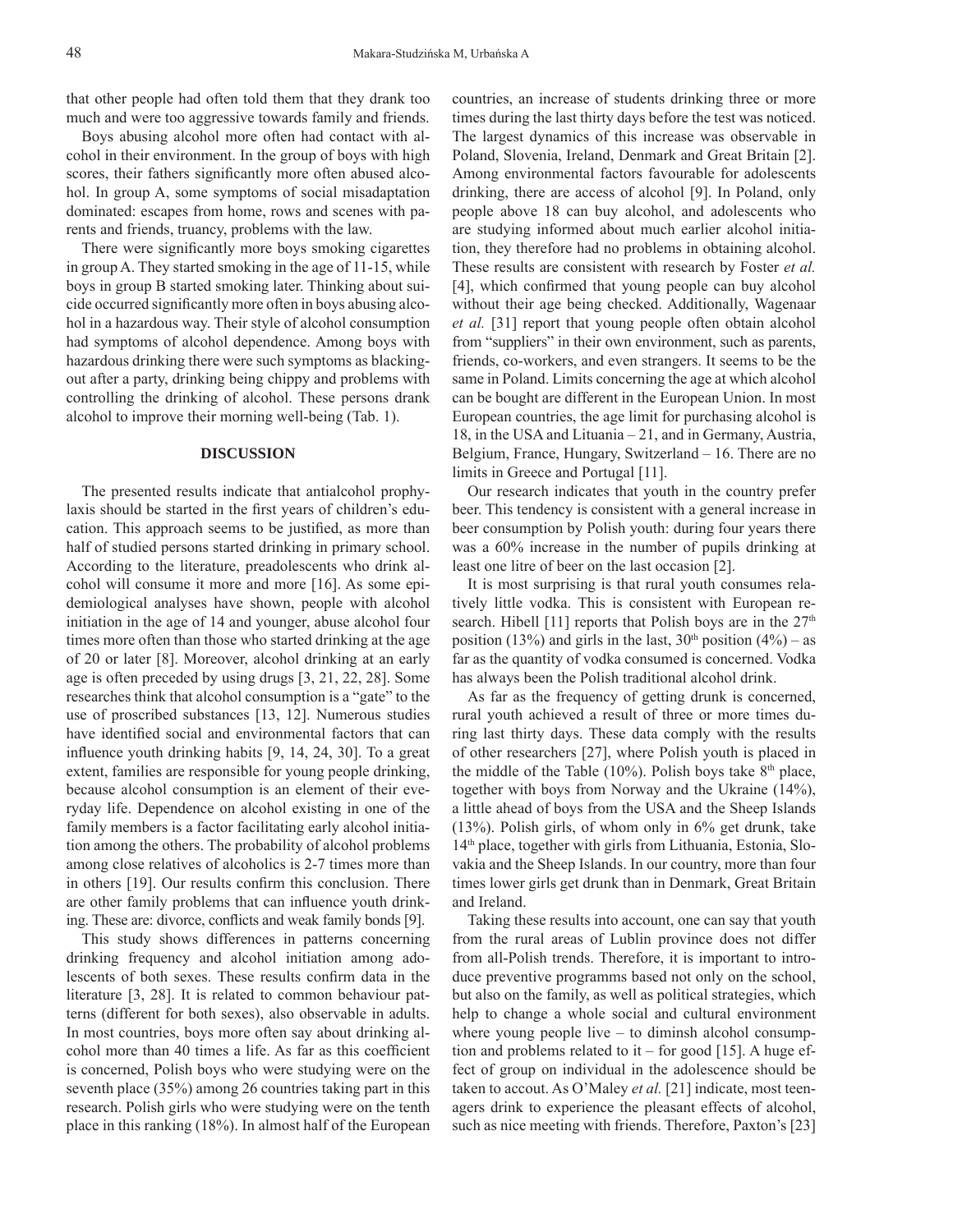that other people had often told them that they drank too much and were too aggressive towards family and friends.

Boys abusing alcohol more often had contact with alcohol in their environment. In the group of boys with high scores, their fathers significantly more often abused alcohol. In group A, some symptoms of social misadaptation dominated: escapes from home, rows and scenes with parents and friends, truancy, problems with the law.

There were significantly more boys smoking cigarettes in group A. They started smoking in the age of 11-15, while boys in group B started smoking later. Thinking about suicide occurred significantly more often in boys abusing alcohol in a hazardous way. Their style of alcohol consumption had symptoms of alcohol dependence. Among boys with hazardous drinking there were such symptoms as blacking-out after a party, drinking being chippy and problems with controlling the drinking of alcohol. These persons drank alcohol to improve their morning well-being (Tab. 1).

## DISCUSSION

The presented results indicate that antialcohol prophylaxis should be started in the first years of children's education. This approach seems to be justified, as more than half of studied persons started drinking in primary school. According to the literature, preadolescents who drink alcohol will consume it more and more [16]. As some epidemiological analyses have shown, people with alcohol initiation in the age of 14 and younger, abuse alcohol four times more often than those who started drinking at the age of 20 or later [8]. Moreover, alcohol drinking at an early age is often preceded by using drugs [3, 21, 22, 28]. Some researches think that alcohol consumption is a "gate" to the use of proscribed substances [13, 12]. Numerous studies have identified social and environmental factors that can influence youth drinking habits [9, 14, 24, 30]. To a great extent, families are responsible for young people drinking, because alcohol consumption is an element of their everyday life. Dependence on alcohol existing in one of the family members is a factor facilitating early alcohol initiation among the others. The probability of alcohol problems among close relatives of alcoholics is 2-7 times more than in others [19]. Our results confirm this conclusion. There are other family problems that can influence youth drinking. These are: divorce, conflicts and weak family bonds [9].

This study shows differences in patterns concerning drinking frequency and alcohol initiation among adolescents of both sexes. These results confirm data in the literature [3, 28]. It is related to common behaviour patterns (different for both sexes), also observable in adults. In most countries, boys more often say about drinking alcohol more than 40 times a life. As far as this coefficient is concerned, Polish boys who were studying were on the seventh place (35%) among 26 countries taking part in this research. Polish girls who were studying were on the tenth place in this ranking (18%). In almost half of the European countries, an increase of students drinking three or more times during the last thirty days before the test was noticed. The largest dynamics of this increase was observable in Poland, Slovenia, Ireland, Denmark and Great Britain [2]. Among environmental factors favourable for adolescents drinking, there are access of alcohol [9]. In Poland, only people above 18 can buy alcohol, and adolescents who are studying informed about much earlier alcohol initiation, they therefore had no problems in obtaining alcohol. These results are consistent with research by Foster *et al.* [4], which confirmed that young people can buy alcohol without their age being checked. Additionally, Wagenaar *et al.* [31] report that young people often obtain alcohol from "suppliers" in their own environment, such as parents, friends, co-workers, and even strangers. It seems to be the same in Poland. Limits concerning the age at which alcohol can be bought are different in the European Union. In most European countries, the age limit for purchasing alcohol is 18, in the USA and Lituania – 21, and in Germany, Austria, Belgium, France, Hungary, Switzerland – 16. There are no limits in Greece and Portugal [11].

Our research indicates that youth in the country prefer beer. This tendency is consistent with a general increase in beer consumption by Polish youth: during four years there was a 60% increase in the number of pupils drinking at least one litre of beer on the last occasion [2].

It is most surprising is that rural youth consumes relatively little vodka. This is consistent with European research. Hibell [11] reports that Polish boys are in the 27th position (13%) and girls in the last, 30th position (4%) – as far as the quantity of vodka consumed is concerned. Vodka has always been the Polish traditional alcohol drink.

As far as the frequency of getting drunk is concerned, rural youth achieved a result of three or more times during last thirty days. These data comply with the results of other researchers [27], where Polish youth is placed in the middle of the Table (10%). Polish boys take 8th place, together with boys from Norway and the Ukraine (14%), a little ahead of boys from the USA and the Sheep Islands (13%). Polish girls, of whom only in 6% get drunk, take 14th place, together with girls from Lithuania, Estonia, Slovakia and the Sheep Islands. In our country, more than four times lower girls get drunk than in Denmark, Great Britain and Ireland.

Taking these results into account, one can say that youth from the rural areas of Lublin province does not differ from all-Polish trends. Therefore, it is important to introduce preventive programms based not only on the school, but also on the family, as well as political strategies, which help to change a whole social and cultural environment where young people live – to diminsh alcohol consumption and problems related to it – for good [15]. A huge effect of group on individual in the adolescence should be taken to accout. As O'Maley *et al.* [21] indicate, most teenagers drink to experience the pleasant effects of alcohol, such as nice meeting with friends. Therefore, Paxton's [23]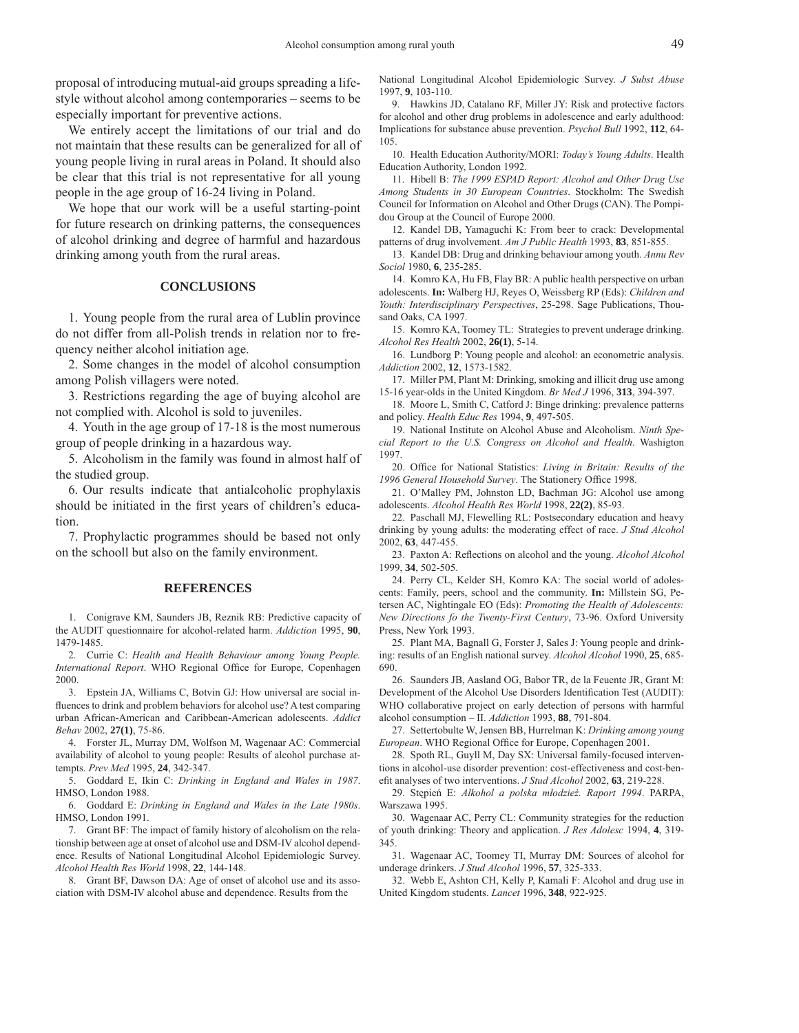proposal of introducing mutual-aid groups spreading a lifestyle without alcohol among contemporaries – seems to be especially important for preventive actions.

We entirely accept the limitations of our trial and do not maintain that these results can be generalized for all of young people living in rural areas in Poland. It should also be clear that this trial is not representative for all young people in the age group of 16-24 living in Poland.

We hope that our work will be a useful starting-point for future research on drinking patterns, the consequences of alcohol drinking and degree of harmful and hazardous drinking among youth from the rural areas.

## CONCLUSIONS

1. Young people from the rural area of Lublin province do not differ from all-Polish trends in relation nor to frequency neither alcohol initiation age.

2. Some changes in the model of alcohol consumption among Polish villagers were noted.

3. Restrictions regarding the age of buying alcohol are not complied with. Alcohol is sold to juveniles.

4. Youth in the age group of 17-18 is the most numerous group of people drinking in a hazardous way.

5. Alcoholism in the family was found in almost half of the studied group.

6. Our results indicate that antialcoholic prophylaxis should be initiated in the first years of children's education.

7. Prophylactic programmes should be based not only on the schooll but also on the family environment.

## REFERENCES

1. Conigrave KM, Saunders JB, Reznik RB: Predictive capacity of the AUDIT questionnaire for alcohol-related harm. *Addiction* 1995, **90**, 1479-1485.

2. Currie C: *Health and Health Behaviour among Young People. International Report*. WHO Regional Office for Europe, Copenhagen 2000.

3. Epstein JA, Williams C, Botvin GJ: How universal are social influences to drink and problem behaviors for alcohol use? A test comparing urban African-American and Caribbean-American adolescents. *Addict Behav* 2002, **27(1)**, 75-86.

4. Forster JL, Murray DM, Wolfson M, Wagenaar AC: Commercial availability of alcohol to young people: Results of alcohol purchase attempts. *Prev Med* 1995, **24**, 342-347.

5. Goddard E, Ikin C: *Drinking in England and Wales in 1987*. HMSO, London 1988.

6. Goddard E: *Drinking in England and Wales in the Late 1980s*. HMSO, London 1991.

7. Grant BF: The impact of family history of alcoholism on the relationship between age at onset of alcohol use and DSM-IV alcohol dependence. Results of National Longitudinal Alcohol Epidemiologic Survey. *Alcohol Health Res World* 1998, **22**, 144-148.

8. Grant BF, Dawson DA: Age of onset of alcohol use and its association with DSM-IV alcohol abuse and dependence. Results from the National Longitudinal Alcohol Epidemiologic Survey. *J Subst Abuse* 1997, **9**, 103-110.

9. Hawkins JD, Catalano RF, Miller JY: Risk and protective factors for alcohol and other drug problems in adolescence and early adulthood: Implications for substance abuse prevention. *Psychol Bull* 1992, **112**, 64-105.

10. Health Education Authority/MORI: *Today's Young Adults*. Health Education Authority, London 1992.

11. Hibell B: *The 1999 ESPAD Report: Alcohol and Other Drug Use Among Students in 30 European Countries*. Stockholm: The Swedish Council for Information on Alcohol and Other Drugs (CAN). The Pompidou Group at the Council of Europe 2000.

12. Kandel DB, Yamaguchi K: From beer to crack: Developmental patterns of drug involvement. *Am J Public Health* 1993, **83**, 851-855.

13. Kandel DB: Drug and drinking behaviour among youth. *Annu Rev Sociol* 1980, **6**, 235-285.

14. Komro KA, Hu FB, Flay BR: A public health perspective on urban adolescents. **In:** Walberg HJ, Reyes O, Weissberg RP (Eds): *Children and Youth: Interdisciplinary Perspectives*, 25-298. Sage Publications, Thousand Oaks, CA 1997.

15. Komro KA, Toomey TL: Strategies to prevent underage drinking. *Alcohol Res Health* 2002, **26(1)**, 5-14.

16. Lundborg P: Young people and alcohol: an econometric analysis. *Addiction* 2002, **12**, 1573-1582.

17. Miller PM, Plant M: Drinking, smoking and illicit drug use among 15-16 year-olds in the United Kingdom. *Br Med J* 1996, **313**, 394-397.

18. Moore L, Smith C, Catford J: Binge drinking: prevalence patterns and policy. *Health Educ Res* 1994, **9**, 497-505.

19. National Institute on Alcohol Abuse and Alcoholism. *Ninth Special Report to the U.S. Congress on Alcohol and Health*. Washigton 1997.

20. Office for National Statistics: *Living in Britain: Results of the 1996 General Household Survey*. The Stationery Office 1998.

21. O'Malley PM, Johnston LD, Bachman JG: Alcohol use among adolescents. *Alcohol Health Res World* 1998, **22(2)**, 85-93.

22. Paschall MJ, Flewelling RL: Postsecondary education and heavy drinking by young adults: the moderating effect of race. *J Stud Alcohol* 2002, **63**, 447-455.

23. Paxton A: Reflections on alcohol and the young. *Alcohol Alcohol* 1999, **34**, 502-505.

24. Perry CL, Kelder SH, Komro KA: The social world of adolescents: Family, peers, school and the community. **In:** Millstein SG, Petersen AC, Nightingale EO (Eds): *Promoting the Health of Adolescents: New Directions fo the Twenty-First Century*, 73-96. Oxford University Press, New York 1993.

25. Plant MA, Bagnall G, Forster J, Sales J: Young people and drinking: results of an English national survey. *Alcohol Alcohol* 1990, **25**, 685-690.

26. Saunders JB, Aasland OG, Babor TR, de la Feuente JR, Grant M: Development of the Alcohol Use Disorders Identification Test (AUDIT): WHO collaborative project on early detection of persons with harmful alcohol consumption – II. *Addiction* 1993, **88**, 791-804.

27. Settertobulte W, Jensen BB, Hurrelman K: *Drinking among young European*. WHO Regional Office for Europe, Copenhagen 2001.

28. Spoth RL, Guyll M, Day SX: Universal family-focused interventions in alcohol-use disorder prevention: cost-effectiveness and cost-benefit analyses of two interventions. *J Stud Alcohol* 2002, **63**, 219-228.

29. Stępień E: *Alkohol a polska młodzież. Raport 1994*. PARPA, Warszawa 1995.

30. Wagenaar AC, Perry CL: Community strategies for the reduction of youth drinking: Theory and application. *J Res Adolesc* 1994, **4**, 319-345.

31. Wagenaar AC, Toomey TI, Murray DM: Sources of alcohol for underage drinkers. *J Stud Alcohol* 1996, **57**, 325-333.

32. Webb E, Ashton CH, Kelly P, Kamali F: Alcohol and drug use in United Kingdom students. *Lancet* 1996, **348**, 922-925.